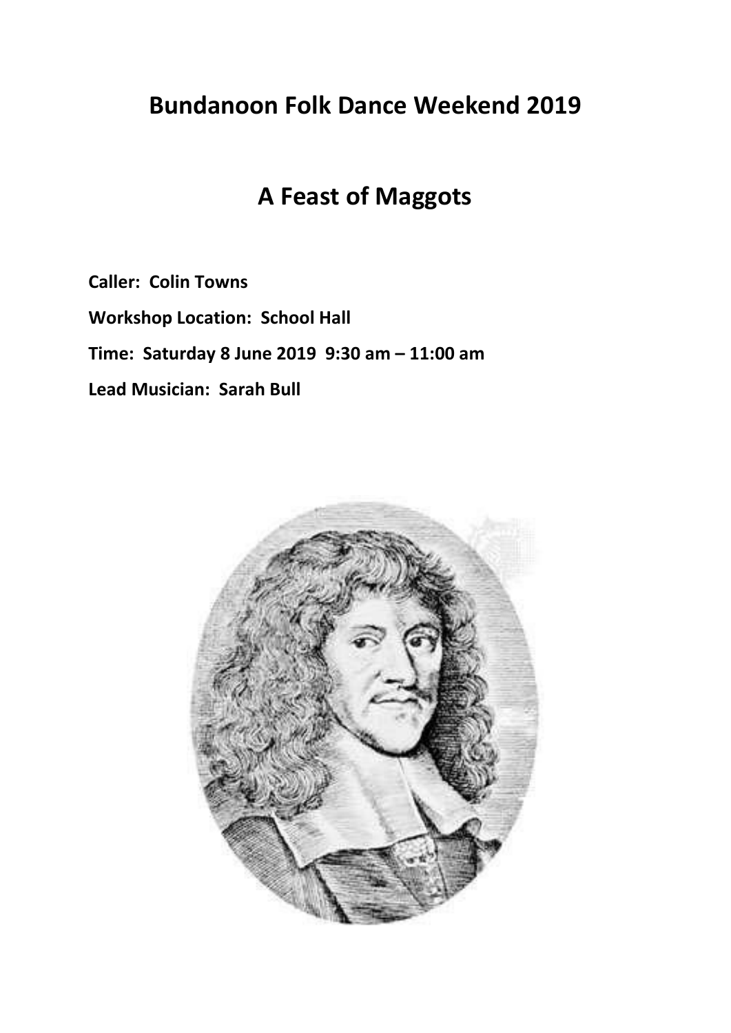# Bundanoon Folk Dance Weekend 2019

## A Feast of Maggots

**Caller: Colin Towns**

**Workshop Location: School Hall**

**Time: Saturday 8 June 2019 9:30 am – 11:00 am**

**Lead Musician: Sarah Bull**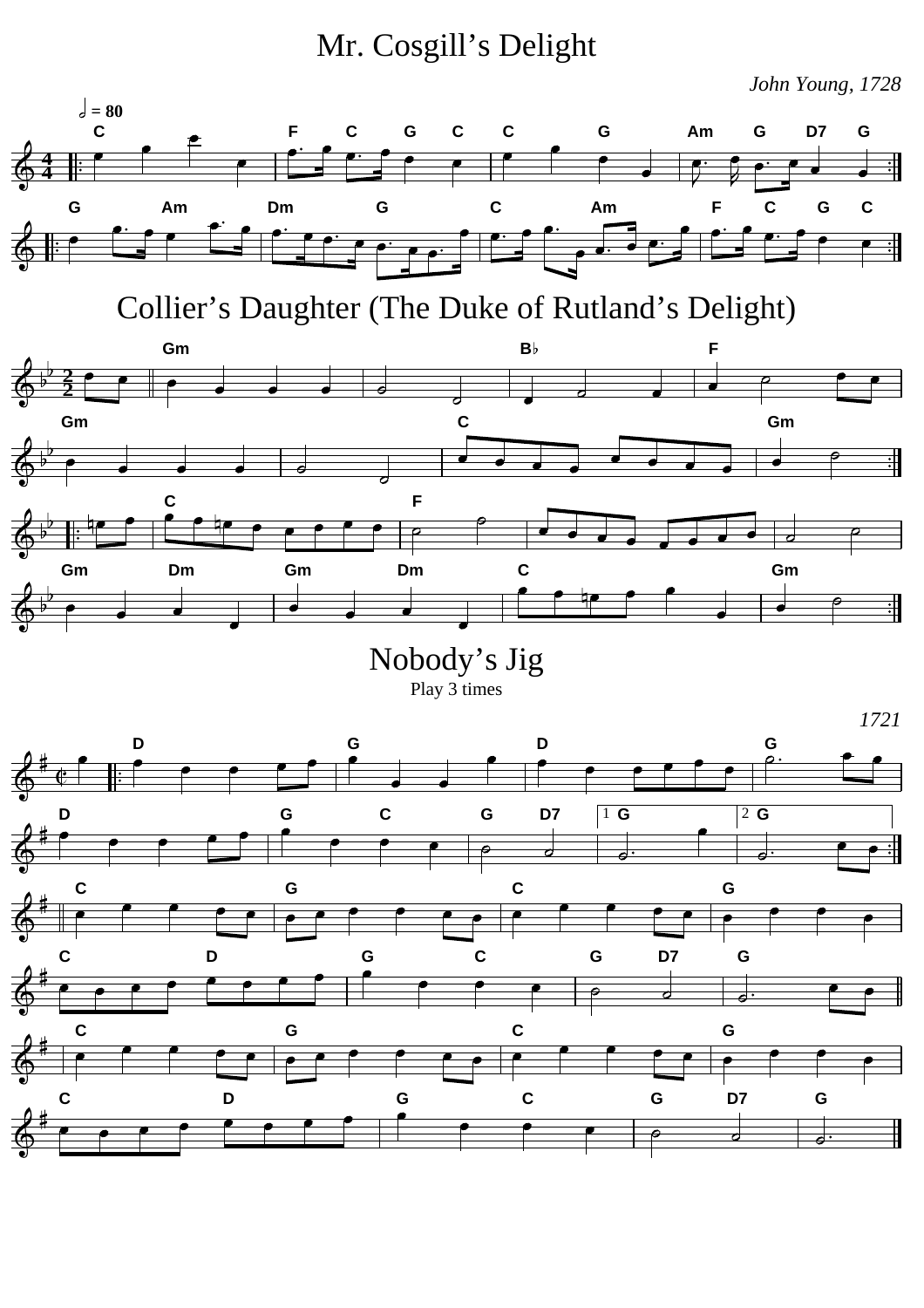# Mr. Cosgill's Delight

*John Young, 1728*

# Collier's Daughter (The Duke of Rutland's Delight)

# Nobody's Jig

Play 3 times

*1721*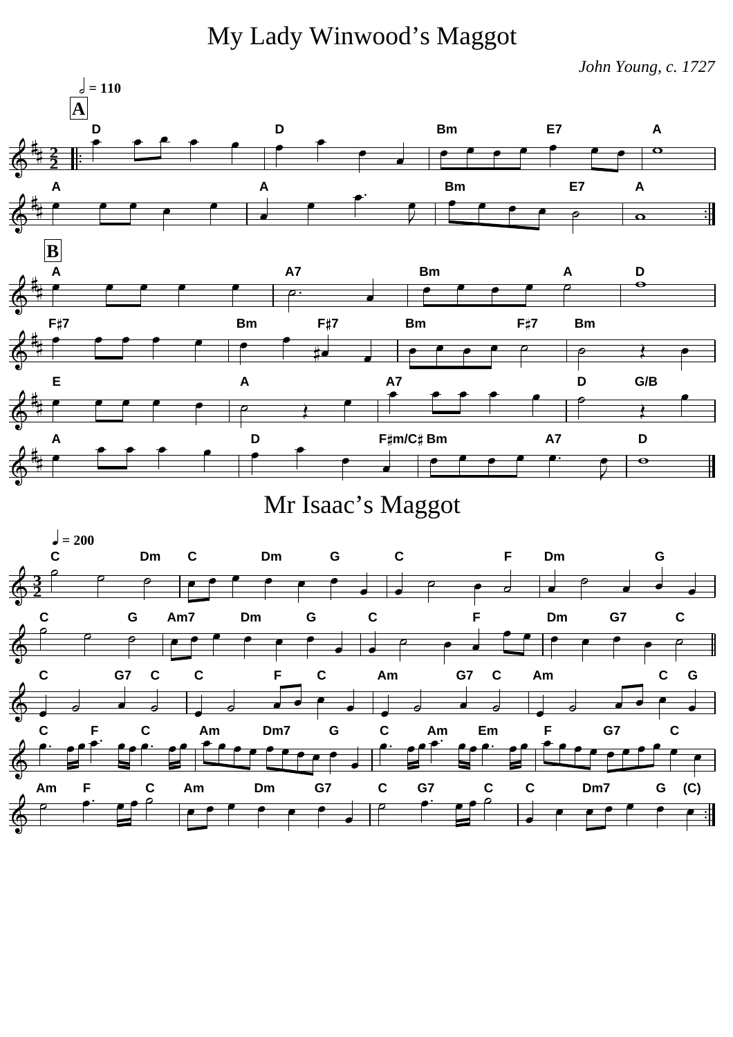# My Lady Winwood's Maggot

*John Young, c. 1727*

# Mr Isaac's Maggot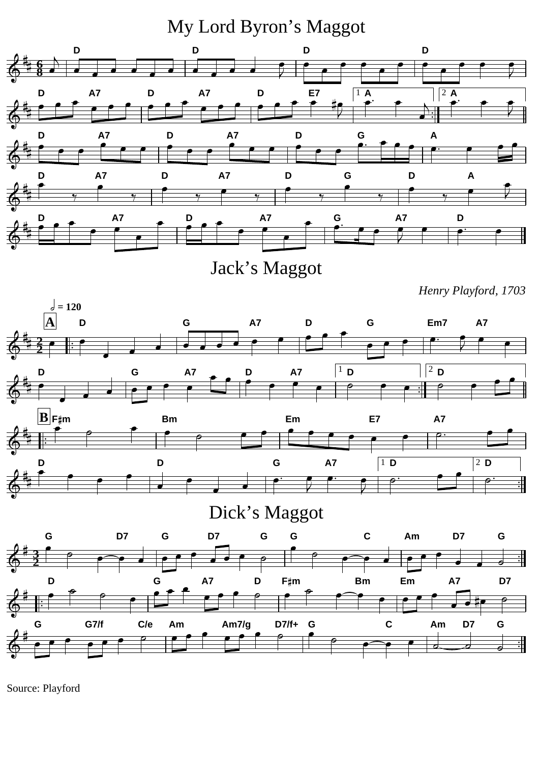# My Lord Byron's Maggot

# Jack's Maggot

*Henry Playford, 1703*

# Dick's Maggot

Source: Playford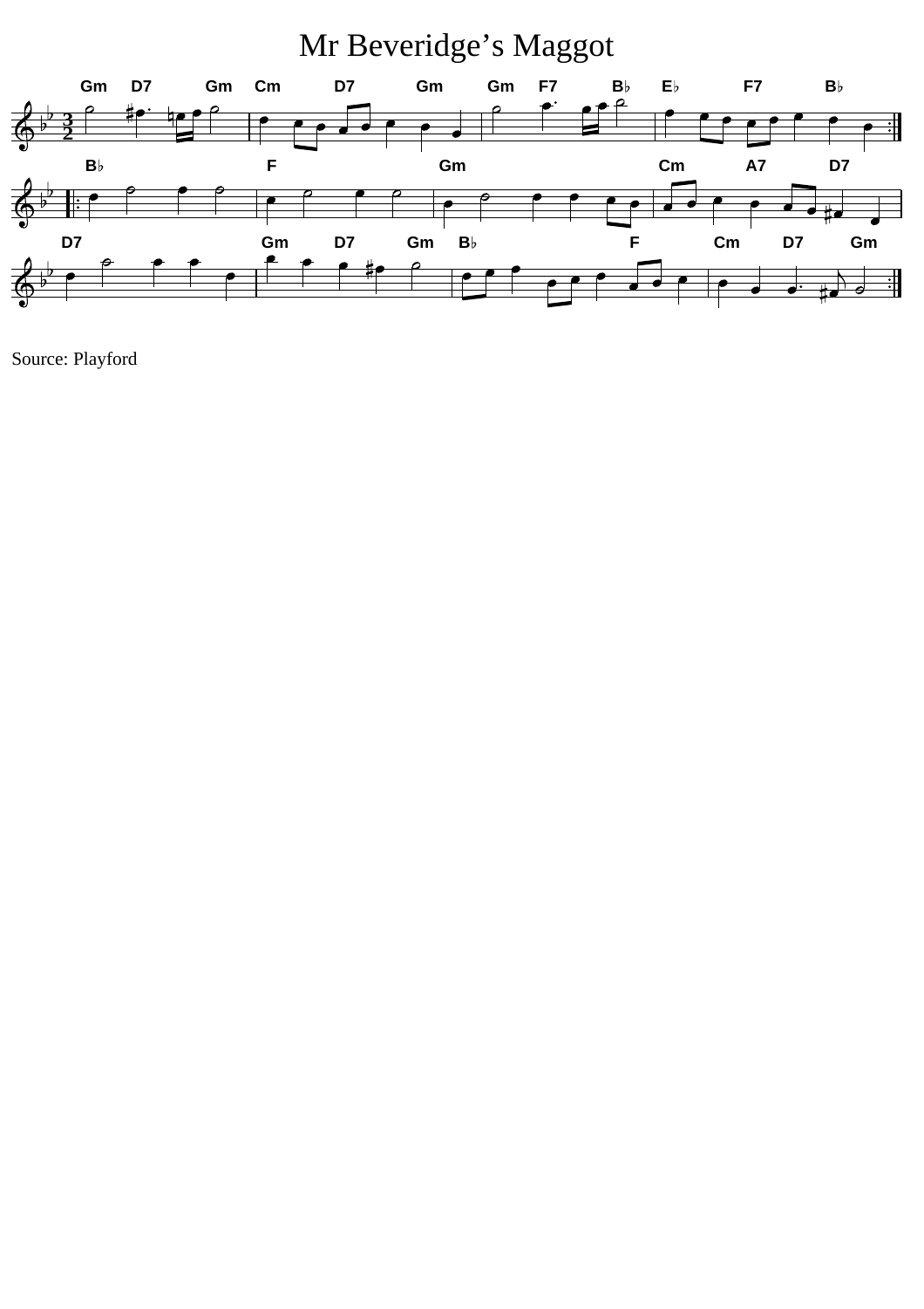# Mr Beveridge's Maggot

Source: Playford